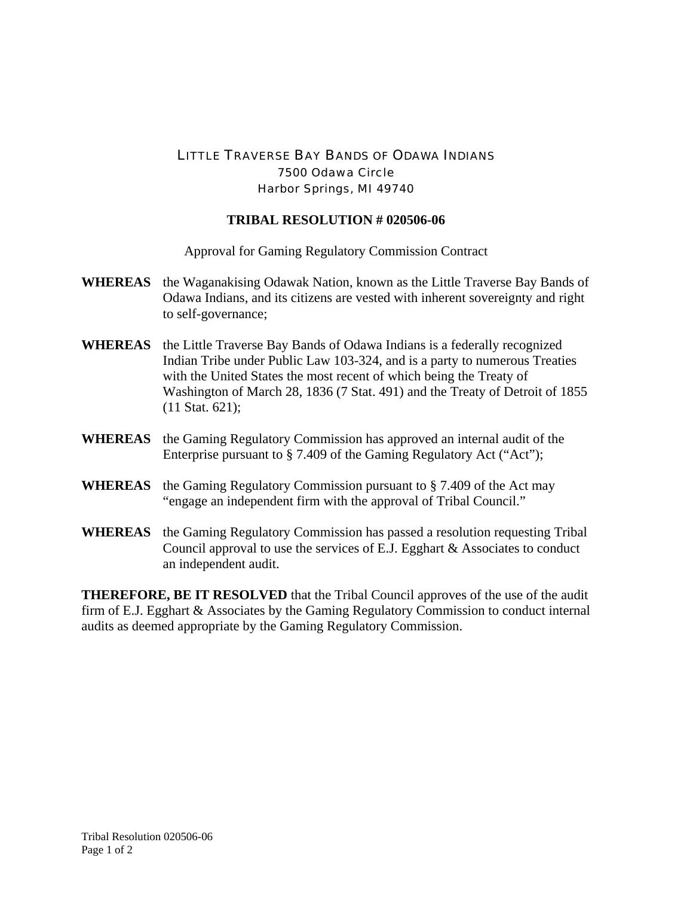LITTLE TRAVERSE BAY BANDS OF ODAWA INDIANS
7500 Odawa Circle
Harbor Springs, MI 49740

**TRIBAL RESOLUTION # 020506-06**

Approval for Gaming Regulatory Commission Contract

**WHEREAS** the Waganakising Odawak Nation, known as the Little Traverse Bay Bands of Odawa Indians, and its citizens are vested with inherent sovereignty and right to self-governance;

**WHEREAS** the Little Traverse Bay Bands of Odawa Indians is a federally recognized Indian Tribe under Public Law 103-324, and is a party to numerous Treaties with the United States the most recent of which being the Treaty of Washington of March 28, 1836 (7 Stat. 491) and the Treaty of Detroit of 1855 (11 Stat. 621);

**WHEREAS** the Gaming Regulatory Commission has approved an internal audit of the Enterprise pursuant to § 7.409 of the Gaming Regulatory Act ("Act");

**WHEREAS** the Gaming Regulatory Commission pursuant to § 7.409 of the Act may "engage an independent firm with the approval of Tribal Council."

**WHEREAS** the Gaming Regulatory Commission has passed a resolution requesting Tribal Council approval to use the services of E.J. Egghart & Associates to conduct an independent audit.

**THEREFORE, BE IT RESOLVED** that the Tribal Council approves of the use of the audit firm of E.J. Egghart & Associates by the Gaming Regulatory Commission to conduct internal audits as deemed appropriate by the Gaming Regulatory Commission.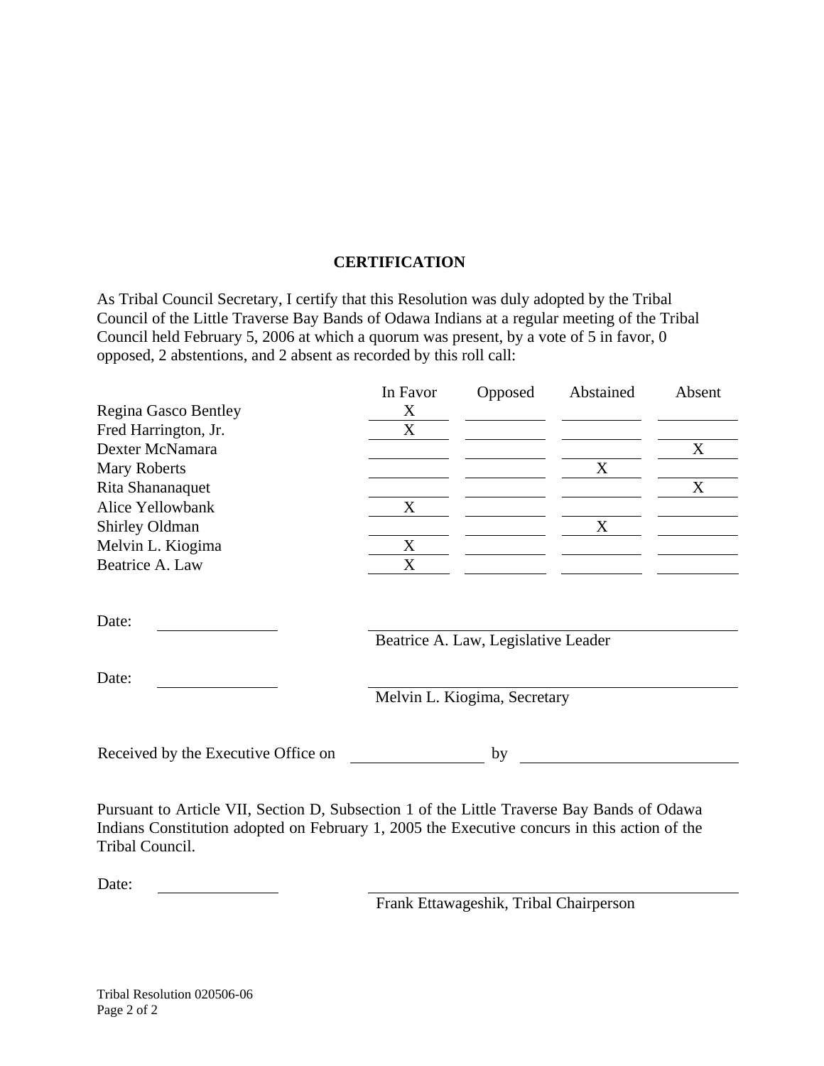## CERTIFICATION

As Tribal Council Secretary, I certify that this Resolution was duly adopted by the Tribal Council of the Little Traverse Bay Bands of Odawa Indians at a regular meeting of the Tribal Council held February 5, 2006 at which a quorum was present, by a vote of 5 in favor, 0 opposed, 2 abstentions, and 2 absent as recorded by this roll call:

| | In Favor | Opposed | Abstained | Absent |
|---|---|---|---|---|
| Regina Gasco Bentley | X | | | |
| Fred Harrington, Jr. | X | | | |
| Dexter McNamara | | | | X |
| Mary Roberts | | | X | |
| Rita Shananaquet | | | | X |
| Alice Yellowbank | X | | | |
| Shirley Oldman | | | X | |
| Melvin L. Kiogima | X | | | |
| Beatrice A. Law | X | | | |

Date: ______________ ____________________________________
Beatrice A. Law, Legislative Leader

Date: ______________ ____________________________________
Melvin L. Kiogima, Secretary

Received by the Executive Office on ______________ by ______________________

Pursuant to Article VII, Section D, Subsection 1 of the Little Traverse Bay Bands of Odawa Indians Constitution adopted on February 1, 2005 the Executive concurs in this action of the Tribal Council.

Date: ______________ ____________________________________
Frank Ettawageshik, Tribal Chairperson

Tribal Resolution 020506-06